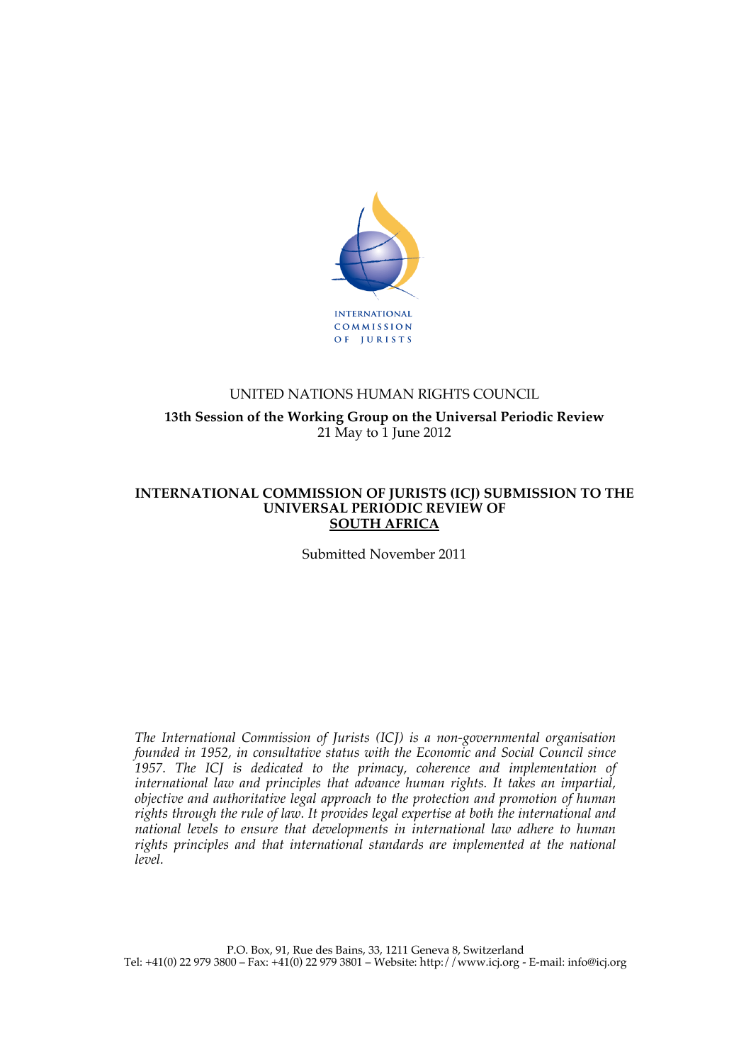INTERNATIONAL COMMISSION OF JURISTS

UNITED NATIONS HUMAN RIGHTS COUNCIL

**13th Session of the Working Group on the Universal Periodic Review**
21 May to 1 June 2012

# INTERNATIONAL COMMISSION OF JURISTS (ICJ) SUBMISSION TO THE UNIVERSAL PERIODIC REVIEW OF SOUTH AFRICA

Submitted November 2011

*The International Commission of Jurists (ICJ) is a non-governmental organisation founded in 1952, in consultative status with the Economic and Social Council since 1957. The ICJ is dedicated to the primacy, coherence and implementation of international law and principles that advance human rights. It takes an impartial, objective and authoritative legal approach to the protection and promotion of human rights through the rule of law. It provides legal expertise at both the international and national levels to ensure that developments in international law adhere to human rights principles and that international standards are implemented at the national level.*

P.O. Box, 91, Rue des Bains, 33, 1211 Geneva 8, Switzerland
Tel: +41(0) 22 979 3800 – Fax: +41(0) 22 979 3801 – Website: http://www.icj.org - E-mail: info@icj.org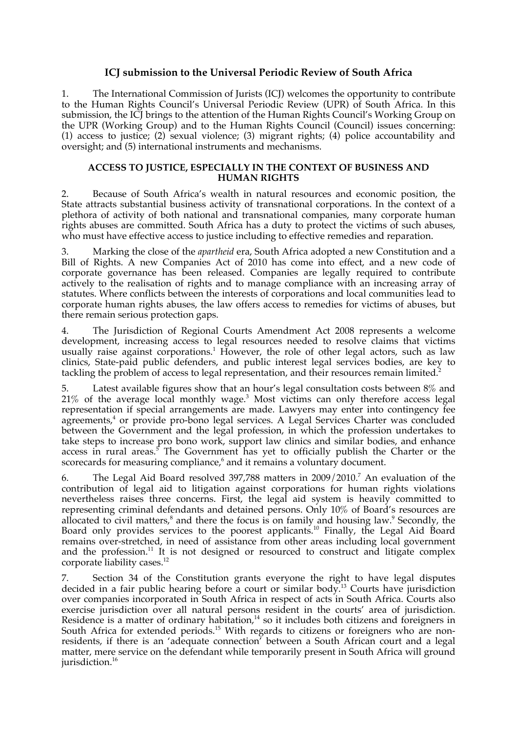# ICJ submission to the Universal Periodic Review of South Africa

1. The International Commission of Jurists (ICJ) welcomes the opportunity to contribute to the Human Rights Council's Universal Periodic Review (UPR) of South Africa. In this submission, the ICJ brings to the attention of the Human Rights Council's Working Group on the UPR (Working Group) and to the Human Rights Council (Council) issues concerning: (1) access to justice; (2) sexual violence; (3) migrant rights; (4) police accountability and oversight; and (5) international instruments and mechanisms.

## ACCESS TO JUSTICE, ESPECIALLY IN THE CONTEXT OF BUSINESS AND HUMAN RIGHTS

2. Because of South Africa's wealth in natural resources and economic position, the State attracts substantial business activity of transnational corporations. In the context of a plethora of activity of both national and transnational companies, many corporate human rights abuses are committed. South Africa has a duty to protect the victims of such abuses, who must have effective access to justice including to effective remedies and reparation.

3. Marking the close of the *apartheid* era, South Africa adopted a new Constitution and a Bill of Rights. A new Companies Act of 2010 has come into effect, and a new code of corporate governance has been released. Companies are legally required to contribute actively to the realisation of rights and to manage compliance with an increasing array of statutes. Where conflicts between the interests of corporations and local communities lead to corporate human rights abuses, the law offers access to remedies for victims of abuses, but there remain serious protection gaps.

4. The Jurisdiction of Regional Courts Amendment Act 2008 represents a welcome development, increasing access to legal resources needed to resolve claims that victims usually raise against corporations.[1] However, the role of other legal actors, such as law clinics, State-paid public defenders, and public interest legal services bodies, are key to tackling the problem of access to legal representation, and their resources remain limited.[2]

5. Latest available figures show that an hour's legal consultation costs between 8% and 21% of the average local monthly wage.[3] Most victims can only therefore access legal representation if special arrangements are made. Lawyers may enter into contingency fee agreements,[4] or provide pro-bono legal services. A Legal Services Charter was concluded between the Government and the legal profession, in which the profession undertakes to take steps to increase pro bono work, support law clinics and similar bodies, and enhance access in rural areas.[5] The Government has yet to officially publish the Charter or the scorecards for measuring compliance,[6] and it remains a voluntary document.

6. The Legal Aid Board resolved 397,788 matters in 2009/2010.[7] An evaluation of the contribution of legal aid to litigation against corporations for human rights violations nevertheless raises three concerns. First, the legal aid system is heavily committed to representing criminal defendants and detained persons. Only 10% of Board's resources are allocated to civil matters,[8] and there the focus is on family and housing law.[9] Secondly, the Board only provides services to the poorest applicants.[10] Finally, the Legal Aid Board remains over-stretched, in need of assistance from other areas including local government and the profession.[11] It is not designed or resourced to construct and litigate complex corporate liability cases.[12]

7. Section 34 of the Constitution grants everyone the right to have legal disputes decided in a fair public hearing before a court or similar body.[13] Courts have jurisdiction over companies incorporated in South Africa in respect of acts in South Africa. Courts also exercise jurisdiction over all natural persons resident in the courts' area of jurisdiction. Residence is a matter of ordinary habitation,[14] so it includes both citizens and foreigners in South Africa for extended periods.[15] With regards to citizens or foreigners who are non-residents, if there is an 'adequate connection' between a South African court and a legal matter, mere service on the defendant while temporarily present in South Africa will ground jurisdiction.[16]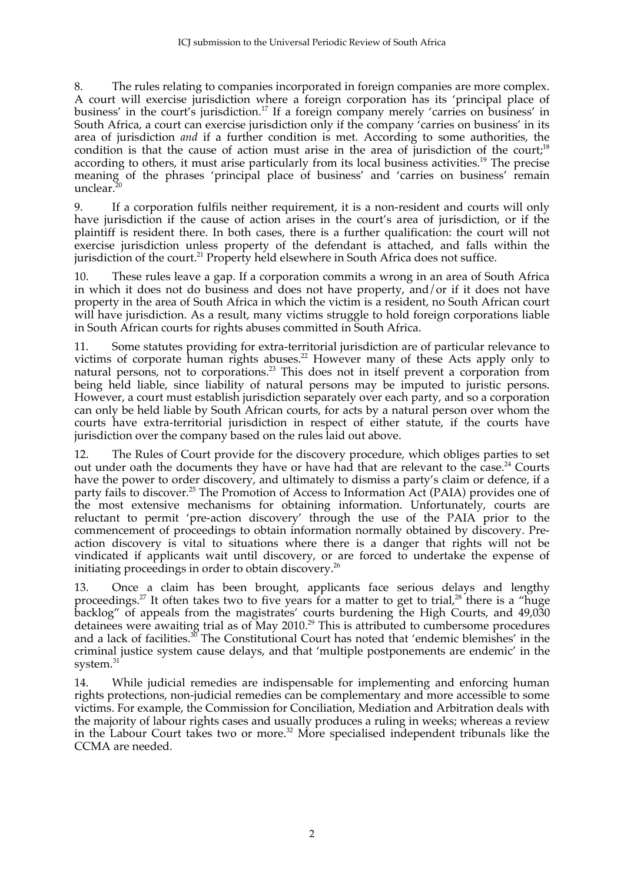8. The rules relating to companies incorporated in foreign companies are more complex. A court will exercise jurisdiction where a foreign corporation has its 'principal place of business' in the court's jurisdiction.[17] If a foreign company merely 'carries on business' in South Africa, a court can exercise jurisdiction only if the company 'carries on business' in its area of jurisdiction *and* if a further condition is met. According to some authorities, the condition is that the cause of action must arise in the area of jurisdiction of the court;[18] according to others, it must arise particularly from its local business activities.[19] The precise meaning of the phrases 'principal place of business' and 'carries on business' remain unclear.[20]

9. If a corporation fulfils neither requirement, it is a non-resident and courts will only have jurisdiction if the cause of action arises in the court's area of jurisdiction, or if the plaintiff is resident there. In both cases, there is a further qualification: the court will not exercise jurisdiction unless property of the defendant is attached, and falls within the jurisdiction of the court.[21] Property held elsewhere in South Africa does not suffice.

10. These rules leave a gap. If a corporation commits a wrong in an area of South Africa in which it does not do business and does not have property, and/or if it does not have property in the area of South Africa in which the victim is a resident, no South African court will have jurisdiction. As a result, many victims struggle to hold foreign corporations liable in South African courts for rights abuses committed in South Africa.

11. Some statutes providing for extra-territorial jurisdiction are of particular relevance to victims of corporate human rights abuses.[22] However many of these Acts apply only to natural persons, not to corporations.[23] This does not in itself prevent a corporation from being held liable, since liability of natural persons may be imputed to juristic persons. However, a court must establish jurisdiction separately over each party, and so a corporation can only be held liable by South African courts, for acts by a natural person over whom the courts have extra-territorial jurisdiction in respect of either statute, if the courts have jurisdiction over the company based on the rules laid out above.

12. The Rules of Court provide for the discovery procedure, which obliges parties to set out under oath the documents they have or have had that are relevant to the case.[24] Courts have the power to order discovery, and ultimately to dismiss a party's claim or defence, if a party fails to discover.[25] The Promotion of Access to Information Act (PAIA) provides one of the most extensive mechanisms for obtaining information. Unfortunately, courts are reluctant to permit 'pre-action discovery' through the use of the PAIA prior to the commencement of proceedings to obtain information normally obtained by discovery. Pre-action discovery is vital to situations where there is a danger that rights will not be vindicated if applicants wait until discovery, or are forced to undertake the expense of initiating proceedings in order to obtain discovery.[26]

13. Once a claim has been brought, applicants face serious delays and lengthy proceedings.[27] It often takes two to five years for a matter to get to trial,[28] there is a "huge backlog" of appeals from the magistrates' courts burdening the High Courts, and 49,030 detainees were awaiting trial as of May 2010.[29] This is attributed to cumbersome procedures and a lack of facilities.[30] The Constitutional Court has noted that 'endemic blemishes' in the criminal justice system cause delays, and that 'multiple postponements are endemic' in the system.[31]

14. While judicial remedies are indispensable for implementing and enforcing human rights protections, non-judicial remedies can be complementary and more accessible to some victims. For example, the Commission for Conciliation, Mediation and Arbitration deals with the majority of labour rights cases and usually produces a ruling in weeks; whereas a review in the Labour Court takes two or more.[32] More specialised independent tribunals like the CCMA are needed.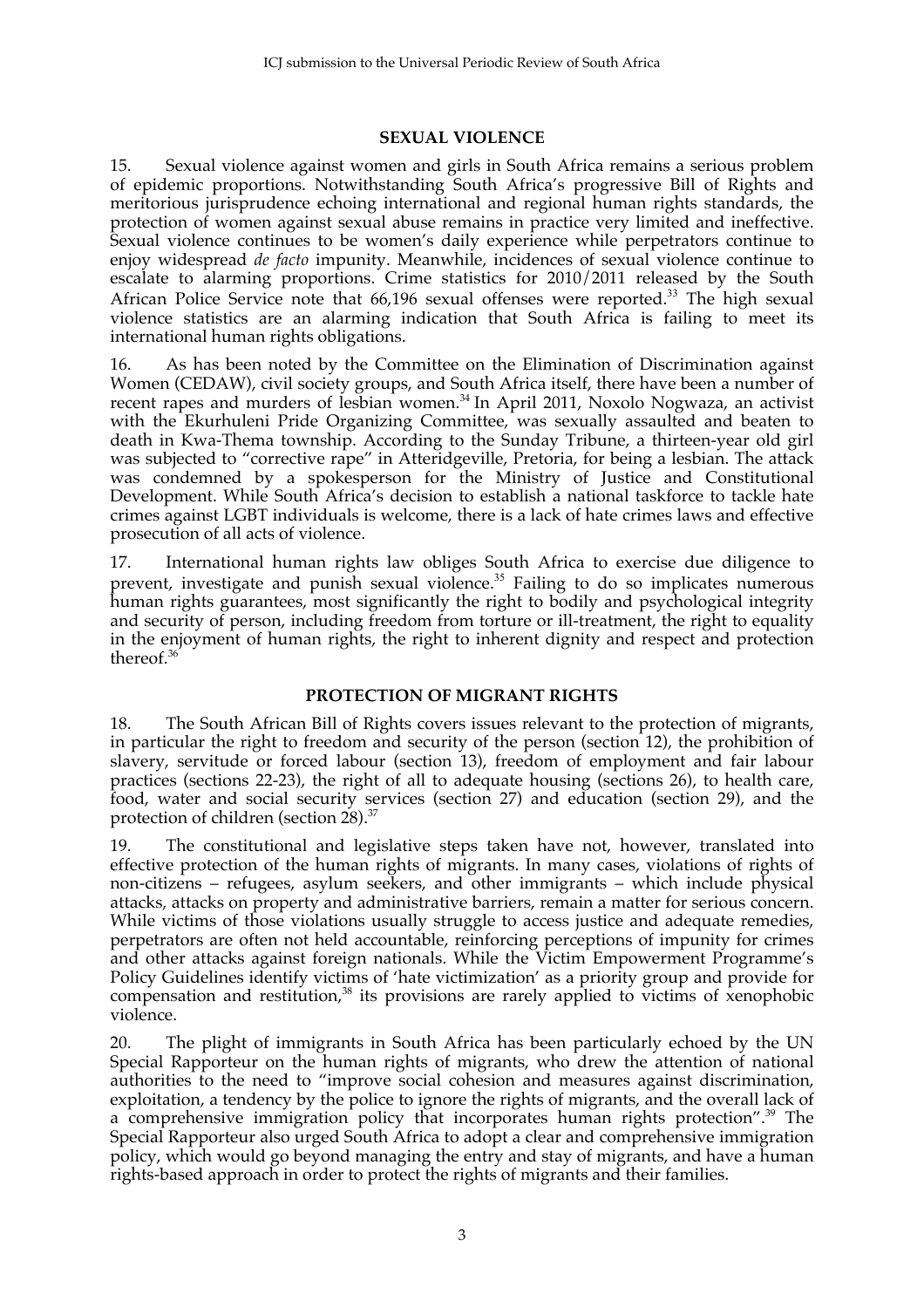## SEXUAL VIOLENCE

15. Sexual violence against women and girls in South Africa remains a serious problem of epidemic proportions. Notwithstanding South Africa's progressive Bill of Rights and meritorious jurisprudence echoing international and regional human rights standards, the protection of women against sexual abuse remains in practice very limited and ineffective. Sexual violence continues to be women's daily experience while perpetrators continue to enjoy widespread *de facto* impunity. Meanwhile, incidences of sexual violence continue to escalate to alarming proportions. Crime statistics for 2010/2011 released by the South African Police Service note that 66,196 sexual offenses were reported.[33] The high sexual violence statistics are an alarming indication that South Africa is failing to meet its international human rights obligations.

16. As has been noted by the Committee on the Elimination of Discrimination against Women (CEDAW), civil society groups, and South Africa itself, there have been a number of recent rapes and murders of lesbian women.[34] In April 2011, Noxolo Nogwaza, an activist with the Ekurhuleni Pride Organizing Committee, was sexually assaulted and beaten to death in Kwa-Thema township. According to the Sunday Tribune, a thirteen-year old girl was subjected to "corrective rape" in Atteridgeville, Pretoria, for being a lesbian. The attack was condemned by a spokesperson for the Ministry of Justice and Constitutional Development. While South Africa's decision to establish a national taskforce to tackle hate crimes against LGBT individuals is welcome, there is a lack of hate crimes laws and effective prosecution of all acts of violence.

17. International human rights law obliges South Africa to exercise due diligence to prevent, investigate and punish sexual violence.[35] Failing to do so implicates numerous human rights guarantees, most significantly the right to bodily and psychological integrity and security of person, including freedom from torture or ill-treatment, the right to equality in the enjoyment of human rights, the right to inherent dignity and respect and protection thereof.[36]

## PROTECTION OF MIGRANT RIGHTS

18. The South African Bill of Rights covers issues relevant to the protection of migrants, in particular the right to freedom and security of the person (section 12), the prohibition of slavery, servitude or forced labour (section 13), freedom of employment and fair labour practices (sections 22-23), the right of all to adequate housing (sections 26), to health care, food, water and social security services (section 27) and education (section 29), and the protection of children (section 28).[37]

19. The constitutional and legislative steps taken have not, however, translated into effective protection of the human rights of migrants. In many cases, violations of rights of non-citizens – refugees, asylum seekers, and other immigrants – which include physical attacks, attacks on property and administrative barriers, remain a matter for serious concern. While victims of those violations usually struggle to access justice and adequate remedies, perpetrators are often not held accountable, reinforcing perceptions of impunity for crimes and other attacks against foreign nationals. While the Victim Empowerment Programme's Policy Guidelines identify victims of 'hate victimization' as a priority group and provide for compensation and restitution,[38] its provisions are rarely applied to victims of xenophobic violence.

20. The plight of immigrants in South Africa has been particularly echoed by the UN Special Rapporteur on the human rights of migrants, who drew the attention of national authorities to the need to "improve social cohesion and measures against discrimination, exploitation, a tendency by the police to ignore the rights of migrants, and the overall lack of a comprehensive immigration policy that incorporates human rights protection".[39] The Special Rapporteur also urged South Africa to adopt a clear and comprehensive immigration policy, which would go beyond managing the entry and stay of migrants, and have a human rights-based approach in order to protect the rights of migrants and their families.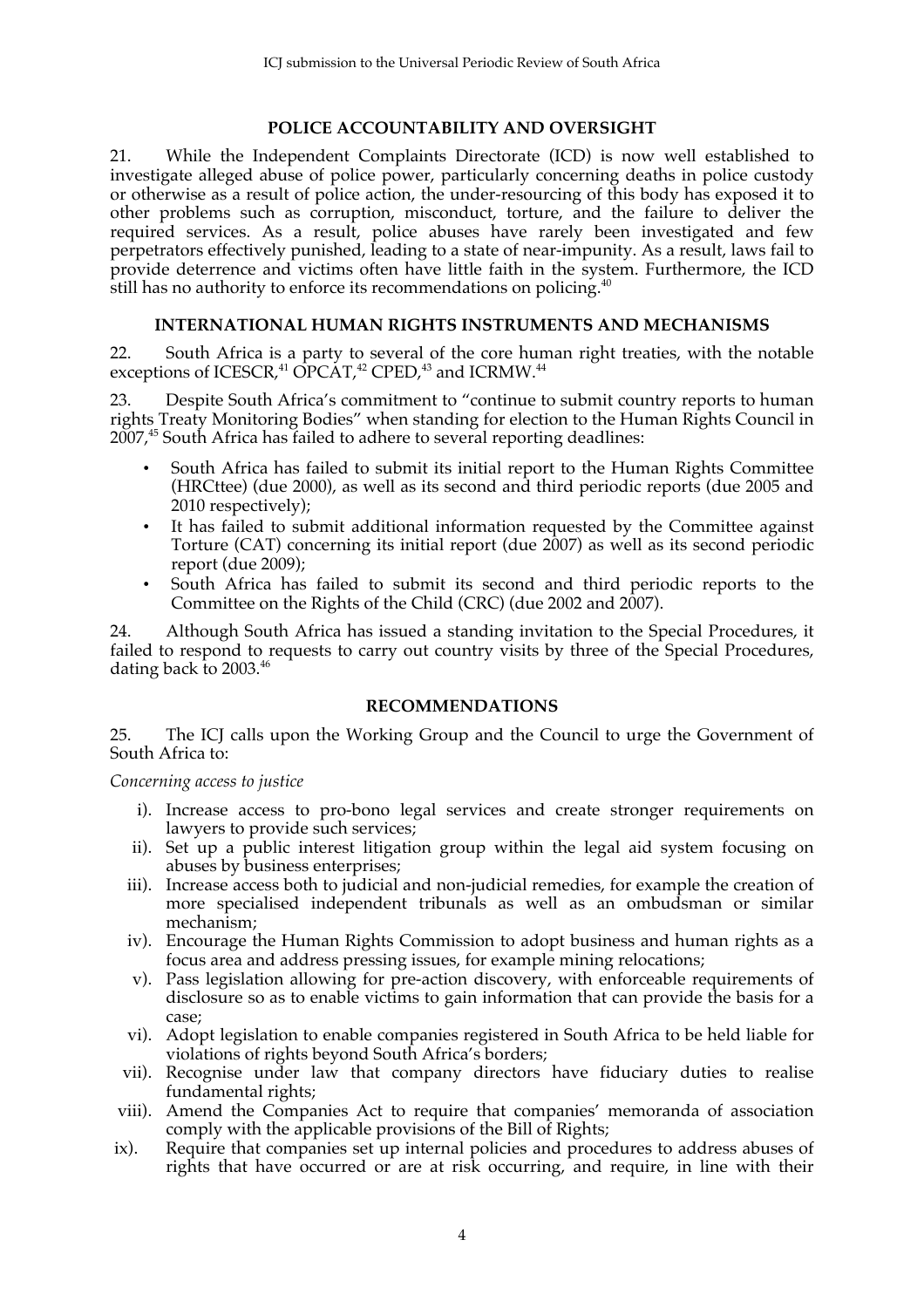## POLICE ACCOUNTABILITY AND OVERSIGHT

21. While the Independent Complaints Directorate (ICD) is now well established to investigate alleged abuse of police power, particularly concerning deaths in police custody or otherwise as a result of police action, the under-resourcing of this body has exposed it to other problems such as corruption, misconduct, torture, and the failure to deliver the required services. As a result, police abuses have rarely been investigated and few perpetrators effectively punished, leading to a state of near-impunity. As a result, laws fail to provide deterrence and victims often have little faith in the system. Furthermore, the ICD still has no authority to enforce its recommendations on policing.[40]

## INTERNATIONAL HUMAN RIGHTS INSTRUMENTS AND MECHANISMS

22. South Africa is a party to several of the core human right treaties, with the notable exceptions of ICESCR,[41] OPCAT,[42] CPED,[43] and ICRMW.[44]

23. Despite South Africa's commitment to "continue to submit country reports to human rights Treaty Monitoring Bodies" when standing for election to the Human Rights Council in 2007,[45] South Africa has failed to adhere to several reporting deadlines:

- South Africa has failed to submit its initial report to the Human Rights Committee (HRCttee) (due 2000), as well as its second and third periodic reports (due 2005 and 2010 respectively);
- It has failed to submit additional information requested by the Committee against Torture (CAT) concerning its initial report (due 2007) as well as its second periodic report (due 2009);
- South Africa has failed to submit its second and third periodic reports to the Committee on the Rights of the Child (CRC) (due 2002 and 2007).

24. Although South Africa has issued a standing invitation to the Special Procedures, it failed to respond to requests to carry out country visits by three of the Special Procedures, dating back to 2003.[46]

## RECOMMENDATIONS

25. The ICJ calls upon the Working Group and the Council to urge the Government of South Africa to:

*Concerning access to justice*

i). Increase access to pro-bono legal services and create stronger requirements on lawyers to provide such services;

ii). Set up a public interest litigation group within the legal aid system focusing on abuses by business enterprises;

iii). Increase access both to judicial and non-judicial remedies, for example the creation of more specialised independent tribunals as well as an ombudsman or similar mechanism;

iv). Encourage the Human Rights Commission to adopt business and human rights as a focus area and address pressing issues, for example mining relocations;

v). Pass legislation allowing for pre-action discovery, with enforceable requirements of disclosure so as to enable victims to gain information that can provide the basis for a case;

vi). Adopt legislation to enable companies registered in South Africa to be held liable for violations of rights beyond South Africa's borders;

vii). Recognise under law that company directors have fiduciary duties to realise fundamental rights;

viii). Amend the Companies Act to require that companies' memoranda of association comply with the applicable provisions of the Bill of Rights;

ix). Require that companies set up internal policies and procedures to address abuses of rights that have occurred or are at risk occurring, and require, in line with their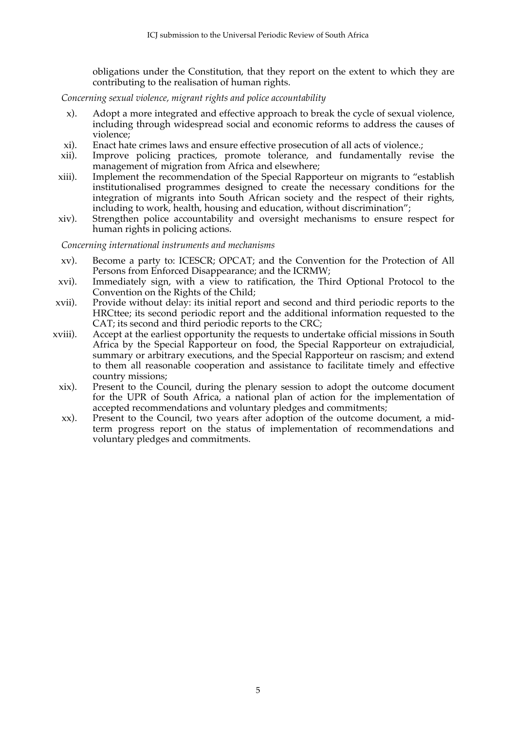obligations under the Constitution, that they report on the extent to which they are contributing to the realisation of human rights.

*Concerning sexual violence, migrant rights and police accountability*

x). Adopt a more integrated and effective approach to break the cycle of sexual violence, including through widespread social and economic reforms to address the causes of violence;

xi). Enact hate crimes laws and ensure effective prosecution of all acts of violence.;

xii). Improve policing practices, promote tolerance, and fundamentally revise the management of migration from Africa and elsewhere;

xiii). Implement the recommendation of the Special Rapporteur on migrants to "establish institutionalised programmes designed to create the necessary conditions for the integration of migrants into South African society and the respect of their rights, including to work, health, housing and education, without discrimination";

xiv). Strengthen police accountability and oversight mechanisms to ensure respect for human rights in policing actions.

*Concerning international instruments and mechanisms*

xv). Become a party to: ICESCR; OPCAT; and the Convention for the Protection of All Persons from Enforced Disappearance; and the ICRMW;

xvi). Immediately sign, with a view to ratification, the Third Optional Protocol to the Convention on the Rights of the Child;

xvii). Provide without delay: its initial report and second and third periodic reports to the HRCttee; its second periodic report and the additional information requested to the CAT; its second and third periodic reports to the CRC;

xviii). Accept at the earliest opportunity the requests to undertake official missions in South Africa by the Special Rapporteur on food, the Special Rapporteur on extrajudicial, summary or arbitrary executions, and the Special Rapporteur on rascism; and extend to them all reasonable cooperation and assistance to facilitate timely and effective country missions;

xix). Present to the Council, during the plenary session to adopt the outcome document for the UPR of South Africa, a national plan of action for the implementation of accepted recommendations and voluntary pledges and commitments;

xx). Present to the Council, two years after adoption of the outcome document, a mid-term progress report on the status of implementation of recommendations and voluntary pledges and commitments.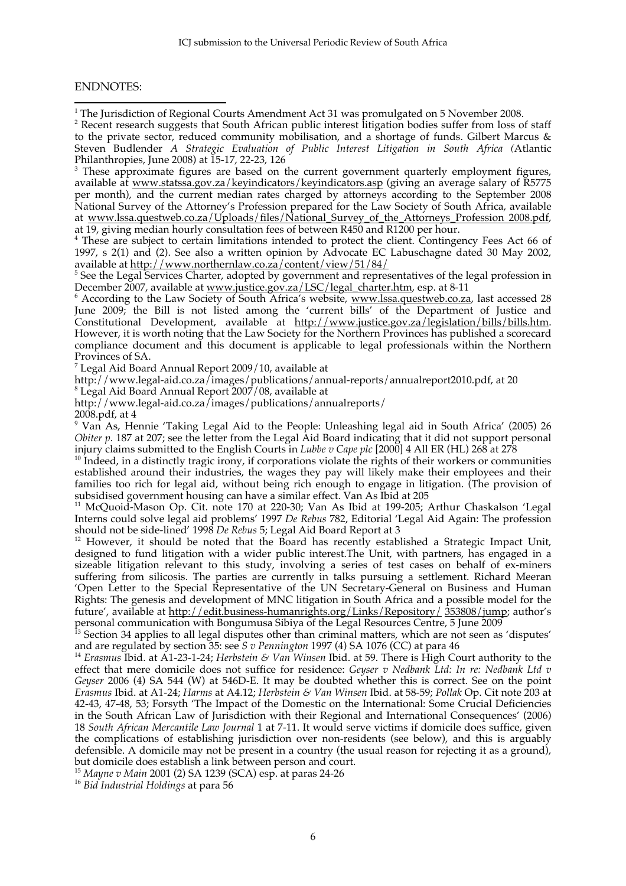ENDNOTES:

[1] The Jurisdiction of Regional Courts Amendment Act 31 was promulgated on 5 November 2008.

[2] Recent research suggests that South African public interest litigation bodies suffer from loss of staff to the private sector, reduced community mobilisation, and a shortage of funds. Gilbert Marcus & Steven Budlender *A Strategic Evaluation of Public Interest Litigation in South Africa (*Atlantic Philanthropies, June 2008) at 15-17, 22-23, 126

[3] These approximate figures are based on the current government quarterly employment figures, available at www.statssa.gov.za/keyindicators/keyindicators.asp (giving an average salary of R5775 per month), and the current median rates charged by attorneys according to the September 2008 National Survey of the Attorney's Profession prepared for the Law Society of South Africa, available at www.lssa.questweb.co.za/Uploads/files/National_Survey_of_the_Attorneys_Profession_2008.pdf, at 19, giving median hourly consultation fees of between R450 and R1200 per hour.

[4] These are subject to certain limitations intended to protect the client. Contingency Fees Act 66 of 1997, s 2(1) and (2). See also a written opinion by Advocate EC Labuschagne dated 30 May 2002, available at http://www.northernlaw.co.za/content/view/51/84/

[5] See the Legal Services Charter, adopted by government and representatives of the legal profession in December 2007, available at www.justice.gov.za/LSC/legal_charter.htm, esp. at 8-11

[6] According to the Law Society of South Africa's website, www.lssa.questweb.co.za, last accessed 28 June 2009; the Bill is not listed among the 'current bills' of the Department of Justice and Constitutional Development, available at http://www.justice.gov.za/legislation/bills/bills.htm. However, it is worth noting that the Law Society for the Northern Provinces has published a scorecard compliance document and this document is applicable to legal professionals within the Northern Provinces of SA.

[7] Legal Aid Board Annual Report 2009/10, available at http://www.legal-aid.co.za/images/publications/annual-reports/annualreport2010.pdf, at 20

[8] Legal Aid Board Annual Report 2007/08, available at http://www.legal-aid.co.za/images/publications/annualreports/2008.pdf, at 4

[9] Van As, Hennie 'Taking Legal Aid to the People: Unleashing legal aid in South Africa' (2005) 26 *Obiter p.* 187 at 207; see the letter from the Legal Aid Board indicating that it did not support personal injury claims submitted to the English Courts in *Lubbe v Cape plc* [2000] 4 All ER (HL) 268 at 278

[10] Indeed, in a distinctly tragic irony, if corporations violate the rights of their workers or communities established around their industries, the wages they pay will likely make their employees and their families too rich for legal aid, without being rich enough to engage in litigation. (The provision of subsidised government housing can have a similar effect. Van As Ibid at 205

[11] McQuoid-Mason Op. Cit. note 170 at 220-30; Van As Ibid at 199-205; Arthur Chaskalson 'Legal Interns could solve legal aid problems' 1997 *De Rebus* 782, Editorial 'Legal Aid Again: The profession should not be side-lined' 1998 *De Rebus* 5; Legal Aid Board Report at 3

[12] However, it should be noted that the Board has recently established a Strategic Impact Unit, designed to fund litigation with a wider public interest.The Unit, with partners, has engaged in a sizeable litigation relevant to this study, involving a series of test cases on behalf of ex-miners suffering from silicosis. The parties are currently in talks pursuing a settlement. Richard Meeran 'Open Letter to the Special Representative of the UN Secretary-General on Business and Human Rights: The genesis and development of MNC litigation in South Africa and a possible model for the future', available at http://edit.business-humanrights.org/Links/Repository/ 353808/jump; author's personal communication with Bongumusa Sibiya of the Legal Resources Centre, 5 June 2009

[13] Section 34 applies to all legal disputes other than criminal matters, which are not seen as 'disputes' and are regulated by section 35: see *S v Pennington* 1997 (4) SA 1076 (CC) at para 46

[14] *Erasmus* Ibid. at A1-23-1-24; *Herbstein & Van Winsen* Ibid. at 59. There is High Court authority to the effect that mere domicile does not suffice for residence: *Geyser v Nedbank Ltd: In re: Nedbank Ltd v Geyser* 2006 (4) SA 544 (W) at 546D-E. It may be doubted whether this is correct. See on the point *Erasmus* Ibid. at A1-24; *Harms* at A4.12; *Herbstein & Van Winsen* Ibid. at 58-59; *Pollak* Op. Cit note 203 at 42-43, 47-48, 53; Forsyth 'The Impact of the Domestic on the International: Some Crucial Deficiencies in the South African Law of Jurisdiction with their Regional and International Consequences' (2006) 18 *South African Mercantile Law Journal* 1 at 7-11. It would serve victims if domicile does suffice, given the complications of establishing jurisdiction over non-residents (see below), and this is arguably defensible. A domicile may not be present in a country (the usual reason for rejecting it as a ground), but domicile does establish a link between person and court.

[15] *Mayne v Main* 2001 (2) SA 1239 (SCA) esp. at paras 24-26

[16] *Bid Industrial Holdings* at para 56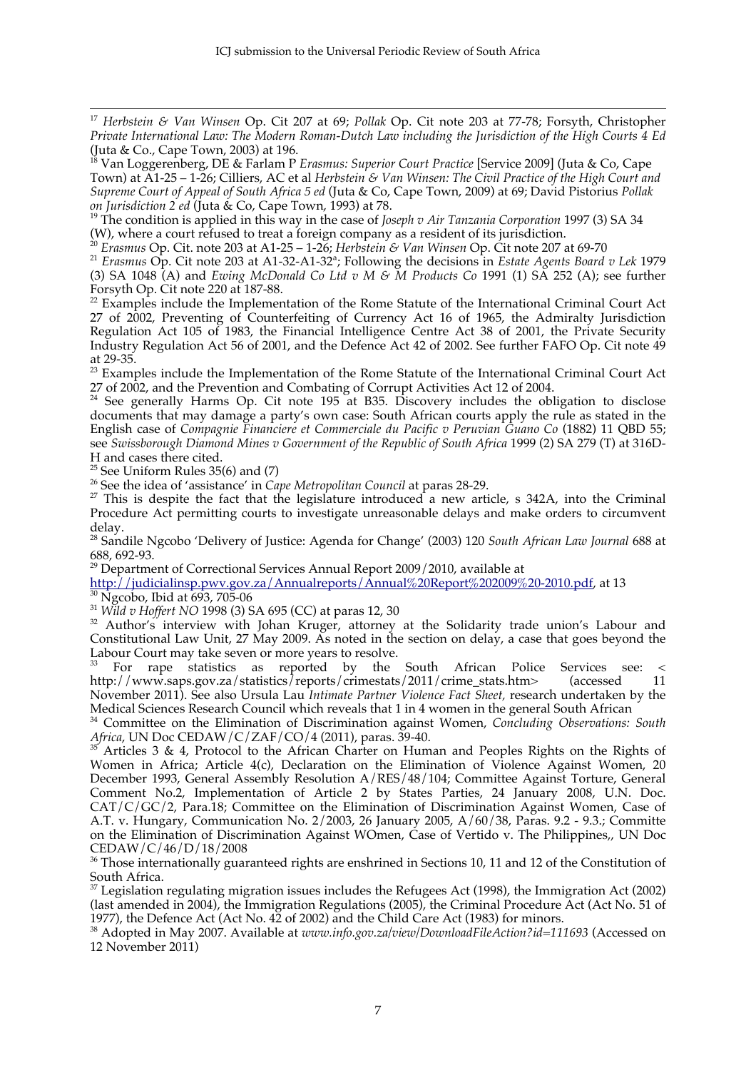[17] *Herbstein & Van Winsen* Op. Cit 207 at 69; *Pollak* Op. Cit note 203 at 77-78; Forsyth, Christopher *Private International Law: The Modern Roman-Dutch Law including the Jurisdiction of the High Courts 4 Ed* (Juta & Co., Cape Town, 2003) at 196.

[18] Van Loggerenberg, DE & Farlam P *Erasmus: Superior Court Practice* [Service 2009] (Juta & Co, Cape Town) at A1-25 – 1-26; Cilliers, AC et al *Herbstein & Van Winsen: The Civil Practice of the High Court and Supreme Court of Appeal of South Africa 5 ed* (Juta & Co, Cape Town, 2009) at 69; David Pistorius *Pollak on Jurisdiction 2 ed* (Juta & Co, Cape Town, 1993) at 78.

[19] The condition is applied in this way in the case of *Joseph v Air Tanzania Corporation* 1997 (3) SA 34 (W), where a court refused to treat a foreign company as a resident of its jurisdiction.

[20] *Erasmus* Op. Cit. note 203 at A1-25 – 1-26; *Herbstein & Van Winsen* Op. Cit note 207 at 69-70

[21] *Erasmus* Op. Cit note 203 at A1-32-A1-32[a]; Following the decisions in *Estate Agents Board v Lek* 1979 (3) SA 1048 (A) and *Ewing McDonald Co Ltd v M & M Products Co* 1991 (1) SA 252 (A); see further Forsyth Op. Cit note 220 at 187-88.

[22] Examples include the Implementation of the Rome Statute of the International Criminal Court Act 27 of 2002, Preventing of Counterfeiting of Currency Act 16 of 1965, the Admiralty Jurisdiction Regulation Act 105 of 1983, the Financial Intelligence Centre Act 38 of 2001, the Private Security Industry Regulation Act 56 of 2001, and the Defence Act 42 of 2002. See further FAFO Op. Cit note 49 at 29-35.

[23] Examples include the Implementation of the Rome Statute of the International Criminal Court Act 27 of 2002, and the Prevention and Combating of Corrupt Activities Act 12 of 2004.

[24] See generally Harms Op. Cit note 195 at B35. Discovery includes the obligation to disclose documents that may damage a party's own case: South African courts apply the rule as stated in the English case of *Compagnie Financiere et Commerciale du Pacific v Peruvian Guano Co* (1882) 11 QBD 55; see *Swissborough Diamond Mines v Government of the Republic of South Africa* 1999 (2) SA 279 (T) at 316D-H and cases there cited.

[25] See Uniform Rules 35(6) and (7)

[26] See the idea of 'assistance' in *Cape Metropolitan Council* at paras 28-29.

[27] This is despite the fact that the legislature introduced a new article, s 342A, into the Criminal Procedure Act permitting courts to investigate unreasonable delays and make orders to circumvent delay.

[28] Sandile Ngcobo 'Delivery of Justice: Agenda for Change' (2003) 120 *South African Law Journal* 688 at 688, 692-93.

[29] Department of Correctional Services Annual Report 2009/2010, available at http://judicialinsp.pwv.gov.za/Annualreports/Annual%20Report%202009%20-2010.pdf, at 13

[30] Ngcobo, Ibid at 693, 705-06

[31] *Wild v Hoffert NO* 1998 (3) SA 695 (CC) at paras 12, 30

[32] Author's interview with Johan Kruger, attorney at the Solidarity trade union's Labour and Constitutional Law Unit, 27 May 2009. As noted in the section on delay, a case that goes beyond the Labour Court may take seven or more years to resolve.

[33] For rape statistics as reported by the South African Police Services see: < http://www.saps.gov.za/statistics/reports/crimestats/2011/crime_stats.htm> (accessed 11 November 2011). See also Ursula Lau *Intimate Partner Violence Fact Sheet,* research undertaken by the Medical Sciences Research Council which reveals that 1 in 4 women in the general South African

[34] Committee on the Elimination of Discrimination against Women, *Concluding Observations: South Africa*, UN Doc CEDAW/C/ZAF/CO/4 (2011), paras. 39-40.

[35] Articles 3 & 4, Protocol to the African Charter on Human and Peoples Rights on the Rights of Women in Africa; Article 4(c), Declaration on the Elimination of Violence Against Women, 20 December 1993, General Assembly Resolution A/RES/48/104; Committee Against Torture, General Comment No.2, Implementation of Article 2 by States Parties, 24 January 2008, U.N. Doc. CAT/C/GC/2, Para.18; Committee on the Elimination of Discrimination Against Women, Case of A.T. v. Hungary, Communication No. 2/2003, 26 January 2005, A/60/38, Paras. 9.2 - 9.3.; Committe on the Elimination of Discrimination Against WOmen, Case of Vertido v. The Philippines,, UN Doc CEDAW/C/46/D/18/2008

[36] Those internationally guaranteed rights are enshrined in Sections 10, 11 and 12 of the Constitution of South Africa.

[37] Legislation regulating migration issues includes the Refugees Act (1998), the Immigration Act (2002) (last amended in 2004), the Immigration Regulations (2005), the Criminal Procedure Act (Act No. 51 of 1977), the Defence Act (Act No. 42 of 2002) and the Child Care Act (1983) for minors.

[38] Adopted in May 2007. Available at *www.info.gov.za/view/DownloadFileAction?id=111693* (Accessed on 12 November 2011)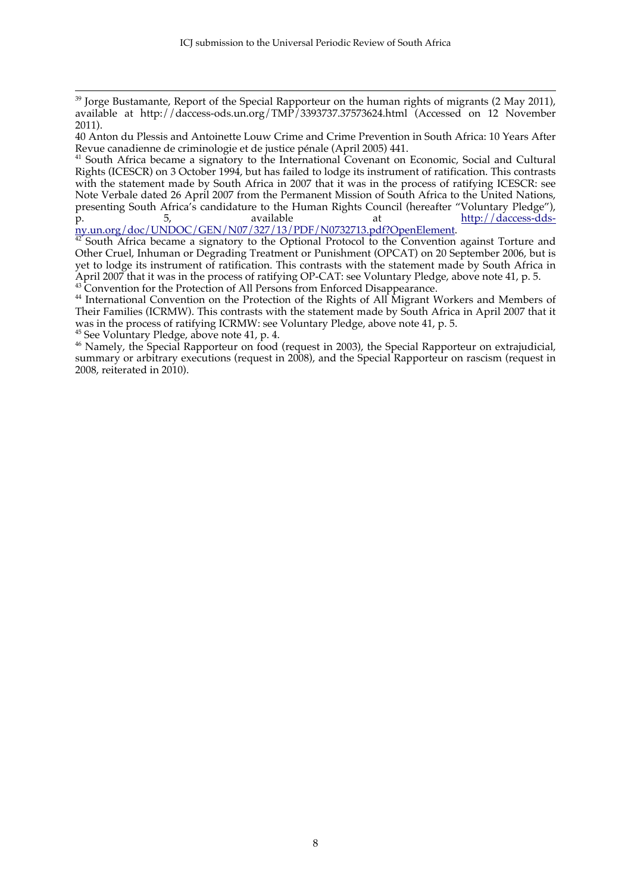[39] Jorge Bustamante, Report of the Special Rapporteur on the human rights of migrants (2 May 2011), available at http://daccess-ods.un.org/TMP/3393737.37573624.html (Accessed on 12 November 2011).

40 Anton du Plessis and Antoinette Louw Crime and Crime Prevention in South Africa: 10 Years After Revue canadienne de criminologie et de justice pénale (April 2005) 441.

[41] South Africa became a signatory to the International Covenant on Economic, Social and Cultural Rights (ICESCR) on 3 October 1994, but has failed to lodge its instrument of ratification. This contrasts with the statement made by South Africa in 2007 that it was in the process of ratifying ICESCR: see Note Verbale dated 26 April 2007 from the Permanent Mission of South Africa to the United Nations, presenting South Africa's candidature to the Human Rights Council (hereafter "Voluntary Pledge"), p. 5, available at http://daccess-dds-ny.un.org/doc/UNDOC/GEN/N07/327/13/PDF/N0732713.pdf?OpenElement.

[42] South Africa became a signatory to the Optional Protocol to the Convention against Torture and Other Cruel, Inhuman or Degrading Treatment or Punishment (OPCAT) on 20 September 2006, but is yet to lodge its instrument of ratification. This contrasts with the statement made by South Africa in April 2007 that it was in the process of ratifying OP-CAT: see Voluntary Pledge, above note 41, p. 5.

[43] Convention for the Protection of All Persons from Enforced Disappearance.

[44] International Convention on the Protection of the Rights of All Migrant Workers and Members of Their Families (ICRMW). This contrasts with the statement made by South Africa in April 2007 that it was in the process of ratifying ICRMW: see Voluntary Pledge, above note 41, p. 5.

[45] See Voluntary Pledge, above note 41, p. 4.

[46] Namely, the Special Rapporteur on food (request in 2003), the Special Rapporteur on extrajudicial, summary or arbitrary executions (request in 2008), and the Special Rapporteur on rascism (request in 2008, reiterated in 2010).